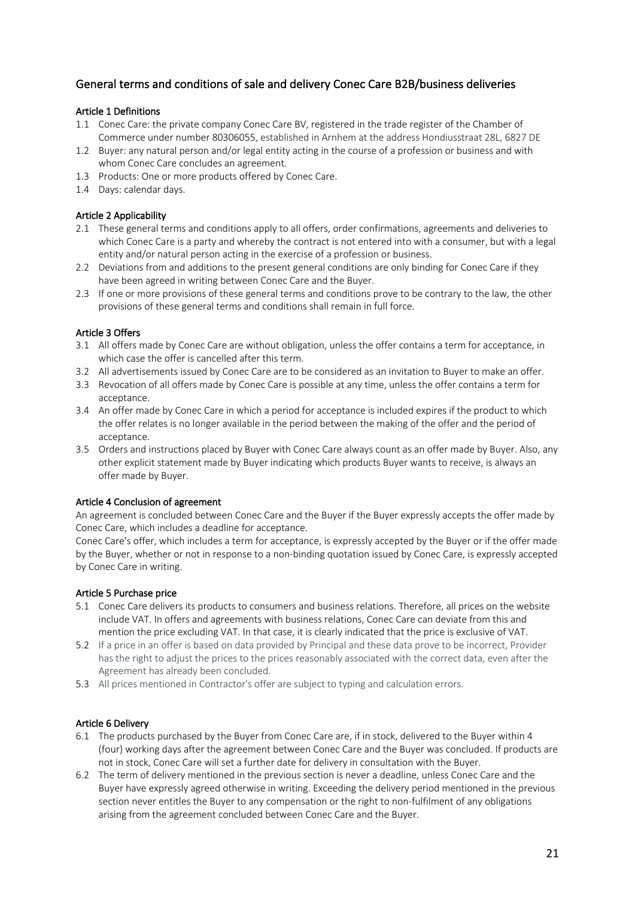## General terms and conditions of sale and delivery Conec Care B2B/business deliveries

### Article 1 Definitions

1.1 Conec Care: the private company Conec Care BV, registered in the trade register of the Chamber of Commerce under number 80306055, established in Arnhem at the address Hondiusstraat 28L, 6827 DE

1.2 Buyer: any natural person and/or legal entity acting in the course of a profession or business and with whom Conec Care concludes an agreement.

1.3 Products: One or more products offered by Conec Care.

1.4 Days: calendar days.

### Article 2 Applicability

2.1 These general terms and conditions apply to all offers, order confirmations, agreements and deliveries to which Conec Care is a party and whereby the contract is not entered into with a consumer, but with a legal entity and/or natural person acting in the exercise of a profession or business.

2.2 Deviations from and additions to the present general conditions are only binding for Conec Care if they have been agreed in writing between Conec Care and the Buyer.

2.3 If one or more provisions of these general terms and conditions prove to be contrary to the law, the other provisions of these general terms and conditions shall remain in full force.

### Article 3 Offers

3.1 All offers made by Conec Care are without obligation, unless the offer contains a term for acceptance, in which case the offer is cancelled after this term.

3.2 All advertisements issued by Conec Care are to be considered as an invitation to Buyer to make an offer.

3.3 Revocation of all offers made by Conec Care is possible at any time, unless the offer contains a term for acceptance.

3.4 An offer made by Conec Care in which a period for acceptance is included expires if the product to which the offer relates is no longer available in the period between the making of the offer and the period of acceptance.

3.5 Orders and instructions placed by Buyer with Conec Care always count as an offer made by Buyer. Also, any other explicit statement made by Buyer indicating which products Buyer wants to receive, is always an offer made by Buyer.

### Article 4 Conclusion of agreement

An agreement is concluded between Conec Care and the Buyer if the Buyer expressly accepts the offer made by Conec Care, which includes a deadline for acceptance.

Conec Care's offer, which includes a term for acceptance, is expressly accepted by the Buyer or if the offer made by the Buyer, whether or not in response to a non-binding quotation issued by Conec Care, is expressly accepted by Conec Care in writing.

### Article 5 Purchase price

5.1 Conec Care delivers its products to consumers and business relations. Therefore, all prices on the website include VAT. In offers and agreements with business relations, Conec Care can deviate from this and mention the price excluding VAT. In that case, it is clearly indicated that the price is exclusive of VAT.

5.2 If a price in an offer is based on data provided by Principal and these data prove to be incorrect, Provider has the right to adjust the prices to the prices reasonably associated with the correct data, even after the Agreement has already been concluded.

5.3 All prices mentioned in Contractor's offer are subject to typing and calculation errors.

### Article 6 Delivery

6.1 The products purchased by the Buyer from Conec Care are, if in stock, delivered to the Buyer within 4 (four) working days after the agreement between Conec Care and the Buyer was concluded. If products are not in stock, Conec Care will set a further date for delivery in consultation with the Buyer.

6.2 The term of delivery mentioned in the previous section is never a deadline, unless Conec Care and the Buyer have expressly agreed otherwise in writing. Exceeding the delivery period mentioned in the previous section never entitles the Buyer to any compensation or the right to non-fulfilment of any obligations arising from the agreement concluded between Conec Care and the Buyer.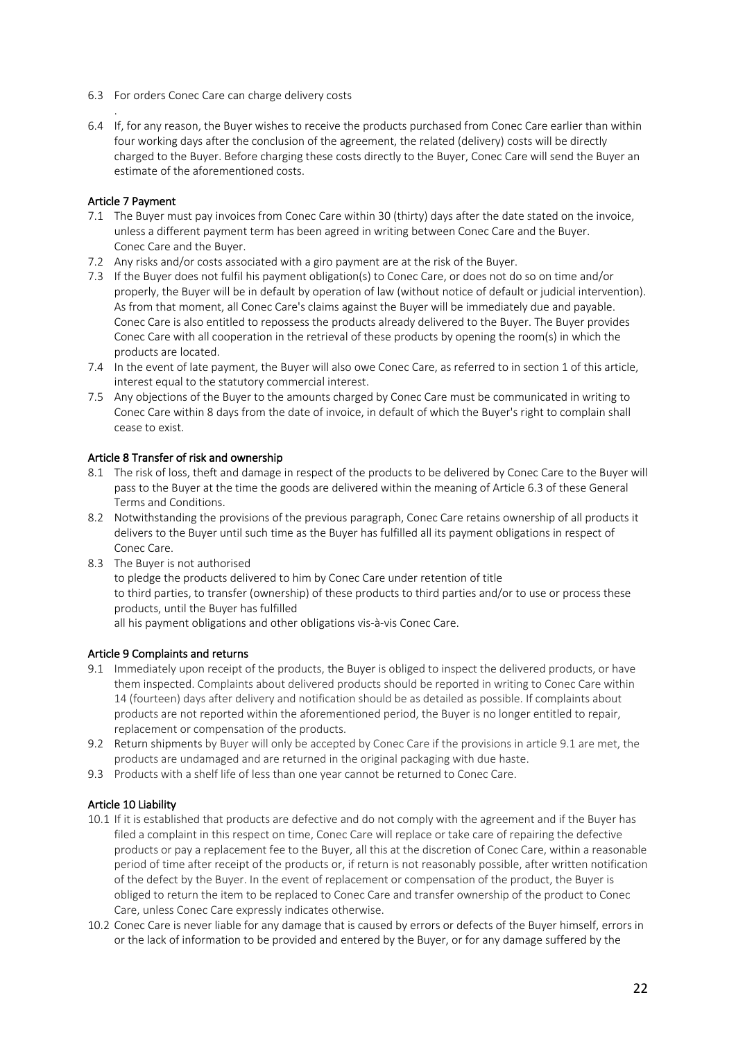6.3 For orders Conec Care can charge delivery costs

.

6.4 If, for any reason, the Buyer wishes to receive the products purchased from Conec Care earlier than within four working days after the conclusion of the agreement, the related (delivery) costs will be directly charged to the Buyer. Before charging these costs directly to the Buyer, Conec Care will send the Buyer an estimate of the aforementioned costs.

### Article 7 Payment

7.1 The Buyer must pay invoices from Conec Care within 30 (thirty) days after the date stated on the invoice, unless a different payment term has been agreed in writing between Conec Care and the Buyer. Conec Care and the Buyer.

7.2 Any risks and/or costs associated with a giro payment are at the risk of the Buyer.

7.3 If the Buyer does not fulfil his payment obligation(s) to Conec Care, or does not do so on time and/or properly, the Buyer will be in default by operation of law (without notice of default or judicial intervention). As from that moment, all Conec Care's claims against the Buyer will be immediately due and payable. Conec Care is also entitled to repossess the products already delivered to the Buyer. The Buyer provides Conec Care with all cooperation in the retrieval of these products by opening the room(s) in which the products are located.

7.4 In the event of late payment, the Buyer will also owe Conec Care, as referred to in section 1 of this article, interest equal to the statutory commercial interest.

7.5 Any objections of the Buyer to the amounts charged by Conec Care must be communicated in writing to Conec Care within 8 days from the date of invoice, in default of which the Buyer's right to complain shall cease to exist.

### Article 8 Transfer of risk and ownership

8.1 The risk of loss, theft and damage in respect of the products to be delivered by Conec Care to the Buyer will pass to the Buyer at the time the goods are delivered within the meaning of Article 6.3 of these General Terms and Conditions.

8.2 Notwithstanding the provisions of the previous paragraph, Conec Care retains ownership of all products it delivers to the Buyer until such time as the Buyer has fulfilled all its payment obligations in respect of Conec Care.

8.3 The Buyer is not authorised
to pledge the products delivered to him by Conec Care under retention of title
to third parties, to transfer (ownership) of these products to third parties and/or to use or process these products, until the Buyer has fulfilled
all his payment obligations and other obligations vis-à-vis Conec Care.

### Article 9 Complaints and returns

9.1 Immediately upon receipt of the products, the Buyer is obliged to inspect the delivered products, or have them inspected. Complaints about delivered products should be reported in writing to Conec Care within 14 (fourteen) days after delivery and notification should be as detailed as possible. If complaints about products are not reported within the aforementioned period, the Buyer is no longer entitled to repair, replacement or compensation of the products.

9.2 Return shipments by Buyer will only be accepted by Conec Care if the provisions in article 9.1 are met, the products are undamaged and are returned in the original packaging with due haste.

9.3 Products with a shelf life of less than one year cannot be returned to Conec Care.

### Article 10 Liability

10.1 If it is established that products are defective and do not comply with the agreement and if the Buyer has filed a complaint in this respect on time, Conec Care will replace or take care of repairing the defective products or pay a replacement fee to the Buyer, all this at the discretion of Conec Care, within a reasonable period of time after receipt of the products or, if return is not reasonably possible, after written notification of the defect by the Buyer. In the event of replacement or compensation of the product, the Buyer is obliged to return the item to be replaced to Conec Care and transfer ownership of the product to Conec Care, unless Conec Care expressly indicates otherwise.

10.2 Conec Care is never liable for any damage that is caused by errors or defects of the Buyer himself, errors in or the lack of information to be provided and entered by the Buyer, or for any damage suffered by the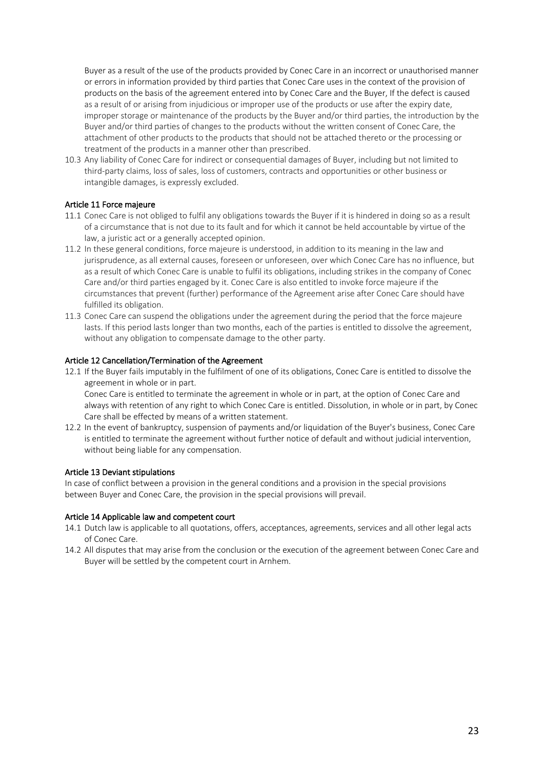Buyer as a result of the use of the products provided by Conec Care in an incorrect or unauthorised manner or errors in information provided by third parties that Conec Care uses in the context of the provision of products on the basis of the agreement entered into by Conec Care and the Buyer, If the defect is caused as a result of or arising from injudicious or improper use of the products or use after the expiry date, improper storage or maintenance of the products by the Buyer and/or third parties, the introduction by the Buyer and/or third parties of changes to the products without the written consent of Conec Care, the attachment of other products to the products that should not be attached thereto or the processing or treatment of the products in a manner other than prescribed.

10.3 Any liability of Conec Care for indirect or consequential damages of Buyer, including but not limited to third-party claims, loss of sales, loss of customers, contracts and opportunities or other business or intangible damages, is expressly excluded.

### Article 11 Force majeure

11.1 Conec Care is not obliged to fulfil any obligations towards the Buyer if it is hindered in doing so as a result of a circumstance that is not due to its fault and for which it cannot be held accountable by virtue of the law, a juristic act or a generally accepted opinion.

11.2 In these general conditions, force majeure is understood, in addition to its meaning in the law and jurisprudence, as all external causes, foreseen or unforeseen, over which Conec Care has no influence, but as a result of which Conec Care is unable to fulfil its obligations, including strikes in the company of Conec Care and/or third parties engaged by it. Conec Care is also entitled to invoke force majeure if the circumstances that prevent (further) performance of the Agreement arise after Conec Care should have fulfilled its obligation.

11.3 Conec Care can suspend the obligations under the agreement during the period that the force majeure lasts. If this period lasts longer than two months, each of the parties is entitled to dissolve the agreement, without any obligation to compensate damage to the other party.

### Article 12 Cancellation/Termination of the Agreement

12.1 If the Buyer fails imputably in the fulfilment of one of its obligations, Conec Care is entitled to dissolve the agreement in whole or in part.
Conec Care is entitled to terminate the agreement in whole or in part, at the option of Conec Care and always with retention of any right to which Conec Care is entitled. Dissolution, in whole or in part, by Conec Care shall be effected by means of a written statement.

12.2 In the event of bankruptcy, suspension of payments and/or liquidation of the Buyer's business, Conec Care is entitled to terminate the agreement without further notice of default and without judicial intervention, without being liable for any compensation.

### Article 13 Deviant stipulations

In case of conflict between a provision in the general conditions and a provision in the special provisions between Buyer and Conec Care, the provision in the special provisions will prevail.

### Article 14 Applicable law and competent court

14.1 Dutch law is applicable to all quotations, offers, acceptances, agreements, services and all other legal acts of Conec Care.

14.2 All disputes that may arise from the conclusion or the execution of the agreement between Conec Care and Buyer will be settled by the competent court in Arnhem.